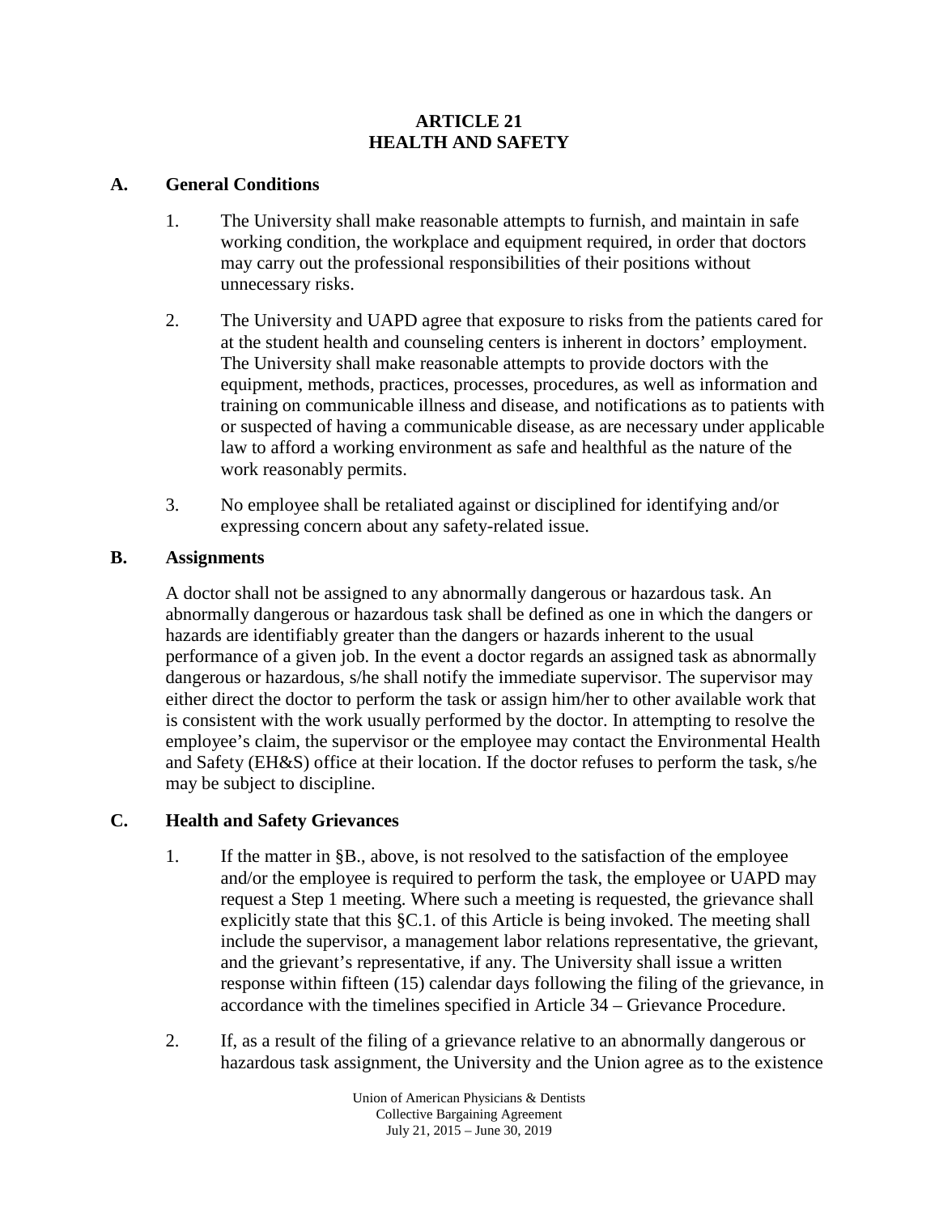# ARTICLE 21
# HEALTH AND SAFETY

## A. General Conditions

1. The University shall make reasonable attempts to furnish, and maintain in safe working condition, the workplace and equipment required, in order that doctors may carry out the professional responsibilities of their positions without unnecessary risks.

2. The University and UAPD agree that exposure to risks from the patients cared for at the student health and counseling centers is inherent in doctors' employment. The University shall make reasonable attempts to provide doctors with the equipment, methods, practices, processes, procedures, as well as information and training on communicable illness and disease, and notifications as to patients with or suspected of having a communicable disease, as are necessary under applicable law to afford a working environment as safe and healthful as the nature of the work reasonably permits.

3. No employee shall be retaliated against or disciplined for identifying and/or expressing concern about any safety-related issue.

## B. Assignments

A doctor shall not be assigned to any abnormally dangerous or hazardous task. An abnormally dangerous or hazardous task shall be defined as one in which the dangers or hazards are identifiably greater than the dangers or hazards inherent to the usual performance of a given job. In the event a doctor regards an assigned task as abnormally dangerous or hazardous, s/he shall notify the immediate supervisor. The supervisor may either direct the doctor to perform the task or assign him/her to other available work that is consistent with the work usually performed by the doctor. In attempting to resolve the employee's claim, the supervisor or the employee may contact the Environmental Health and Safety (EH&S) office at their location. If the doctor refuses to perform the task, s/he may be subject to discipline.

## C. Health and Safety Grievances

1. If the matter in §B., above, is not resolved to the satisfaction of the employee and/or the employee is required to perform the task, the employee or UAPD may request a Step 1 meeting. Where such a meeting is requested, the grievance shall explicitly state that this §C.1. of this Article is being invoked. The meeting shall include the supervisor, a management labor relations representative, the grievant, and the grievant's representative, if any. The University shall issue a written response within fifteen (15) calendar days following the filing of the grievance, in accordance with the timelines specified in Article 34 – Grievance Procedure.

2. If, as a result of the filing of a grievance relative to an abnormally dangerous or hazardous task assignment, the University and the Union agree as to the existence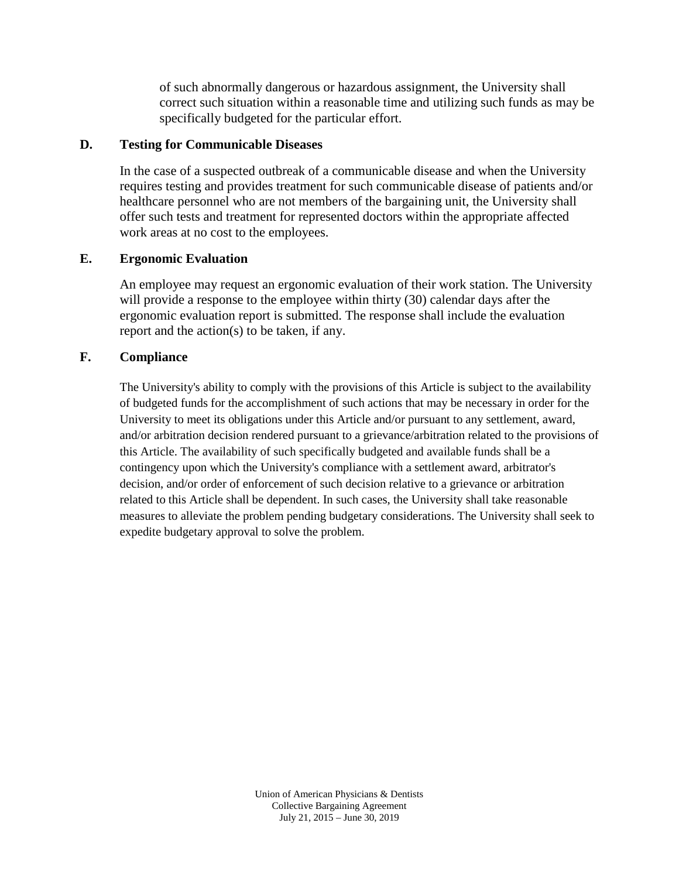of such abnormally dangerous or hazardous assignment, the University shall correct such situation within a reasonable time and utilizing such funds as may be specifically budgeted for the particular effort.

**D. Testing for Communicable Diseases**

In the case of a suspected outbreak of a communicable disease and when the University requires testing and provides treatment for such communicable disease of patients and/or healthcare personnel who are not members of the bargaining unit, the University shall offer such tests and treatment for represented doctors within the appropriate affected work areas at no cost to the employees.

**E. Ergonomic Evaluation**

An employee may request an ergonomic evaluation of their work station. The University will provide a response to the employee within thirty (30) calendar days after the ergonomic evaluation report is submitted. The response shall include the evaluation report and the action(s) to be taken, if any.

**F. Compliance**

The University's ability to comply with the provisions of this Article is subject to the availability of budgeted funds for the accomplishment of such actions that may be necessary in order for the University to meet its obligations under this Article and/or pursuant to any settlement, award, and/or arbitration decision rendered pursuant to a grievance/arbitration related to the provisions of this Article. The availability of such specifically budgeted and available funds shall be a contingency upon which the University's compliance with a settlement award, arbitrator's decision, and/or order of enforcement of such decision relative to a grievance or arbitration related to this Article shall be dependent. In such cases, the University shall take reasonable measures to alleviate the problem pending budgetary considerations. The University shall seek to expedite budgetary approval to solve the problem.